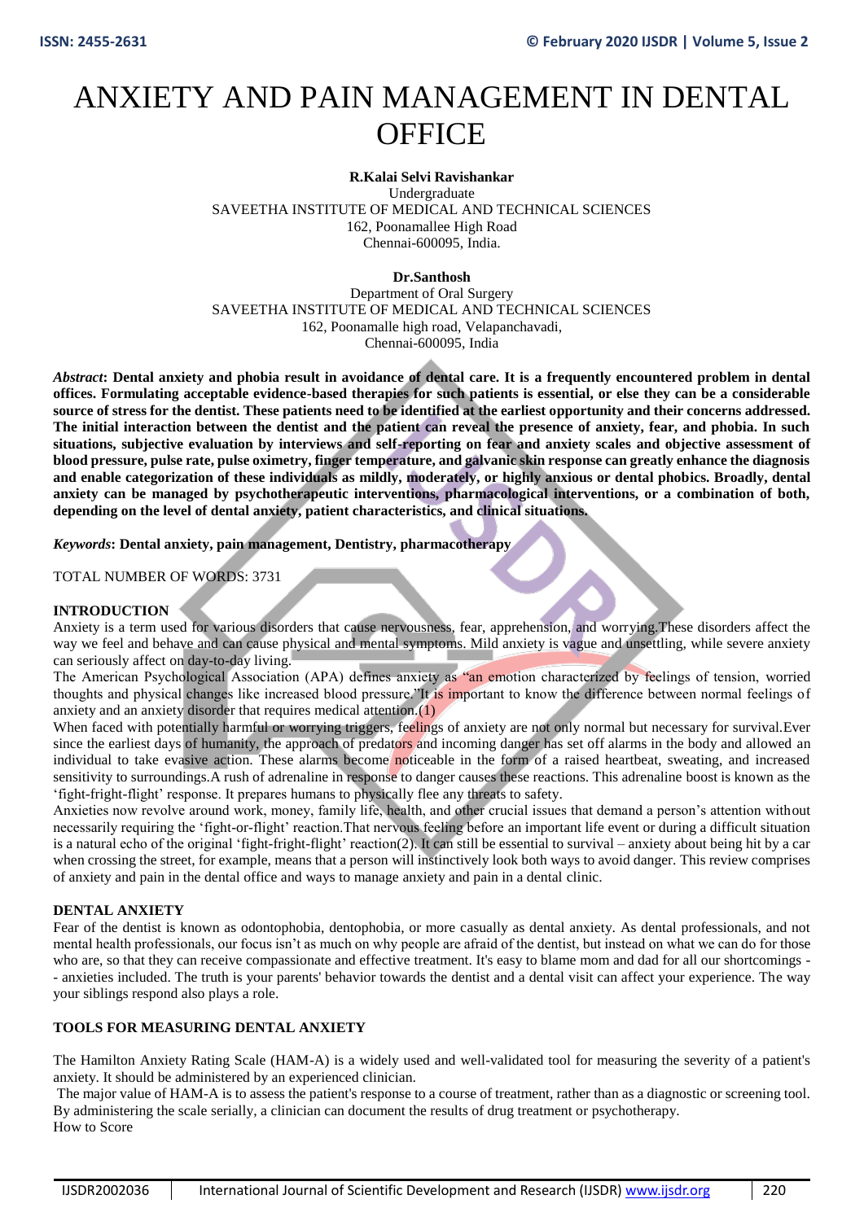# ANXIETY AND PAIN MANAGEMENT IN DENTAL OFFICE

**R.Kalai Selvi Ravishankar**
Undergraduate
SAVEETHA INSTITUTE OF MEDICAL AND TECHNICAL SCIENCES
162, Poonamallee High Road
Chennai-600095, India.

**Dr.Santhosh**
Department of Oral Surgery
SAVEETHA INSTITUTE OF MEDICAL AND TECHNICAL SCIENCES
162, Poonamalle high road, Velapanchavadi,
Chennai-600095, India

***Abstract*: Dental anxiety and phobia result in avoidance of dental care. It is a frequently encountered problem in dental offices. Formulating acceptable evidence-based therapies for such patients is essential, or else they can be a considerable source of stress for the dentist. These patients need to be identified at the earliest opportunity and their concerns addressed. The initial interaction between the dentist and the patient can reveal the presence of anxiety, fear, and phobia. In such situations, subjective evaluation by interviews and self-reporting on fear and anxiety scales and objective assessment of blood pressure, pulse rate, pulse oximetry, finger temperature, and galvanic skin response can greatly enhance the diagnosis and enable categorization of these individuals as mildly, moderately, or highly anxious or dental phobics. Broadly, dental anxiety can be managed by psychotherapeutic interventions, pharmacological interventions, or a combination of both, depending on the level of dental anxiety, patient characteristics, and clinical situations.**

***Keywords*: Dental anxiety, pain management, Dentistry, pharmacotherapy**

TOTAL NUMBER OF WORDS: 3731

## INTRODUCTION

Anxiety is a term used for various disorders that cause nervousness, fear, apprehension, and worrying.These disorders affect the way we feel and behave and can cause physical and mental symptoms. Mild anxiety is vague and unsettling, while severe anxiety can seriously affect on day-to-day living.

The American Psychological Association (APA) defines anxiety as "an emotion characterized by feelings of tension, worried thoughts and physical changes like increased blood pressure."It is important to know the difference between normal feelings of anxiety and an anxiety disorder that requires medical attention.(1)

When faced with potentially harmful or worrying triggers, feelings of anxiety are not only normal but necessary for survival.Ever since the earliest days of humanity, the approach of predators and incoming danger has set off alarms in the body and allowed an individual to take evasive action. These alarms become noticeable in the form of a raised heartbeat, sweating, and increased sensitivity to surroundings.A rush of adrenaline in response to danger causes these reactions. This adrenaline boost is known as the 'fight-fright-flight' response. It prepares humans to physically flee any threats to safety.

Anxieties now revolve around work, money, family life, health, and other crucial issues that demand a person's attention without necessarily requiring the 'fight-or-flight' reaction.That nervous feeling before an important life event or during a difficult situation is a natural echo of the original 'fight-fright-flight' reaction(2). It can still be essential to survival – anxiety about being hit by a car when crossing the street, for example, means that a person will instinctively look both ways to avoid danger. This review comprises of anxiety and pain in the dental office and ways to manage anxiety and pain in a dental clinic.

## DENTAL ANXIETY

Fear of the dentist is known as odontophobia, dentophobia, or more casually as dental anxiety. As dental professionals, and not mental health professionals, our focus isn't as much on why people are afraid of the dentist, but instead on what we can do for those who are, so that they can receive compassionate and effective treatment. It's easy to blame mom and dad for all our shortcomings -- anxieties included. The truth is your parents' behavior towards the dentist and a dental visit can affect your experience. The way your siblings respond also plays a role.

## TOOLS FOR MEASURING DENTAL ANXIETY

The Hamilton Anxiety Rating Scale (HAM-A) is a widely used and well-validated tool for measuring the severity of a patient's anxiety. It should be administered by an experienced clinician.

The major value of HAM-A is to assess the patient's response to a course of treatment, rather than as a diagnostic or screening tool. By administering the scale serially, a clinician can document the results of drug treatment or psychotherapy.

How to Score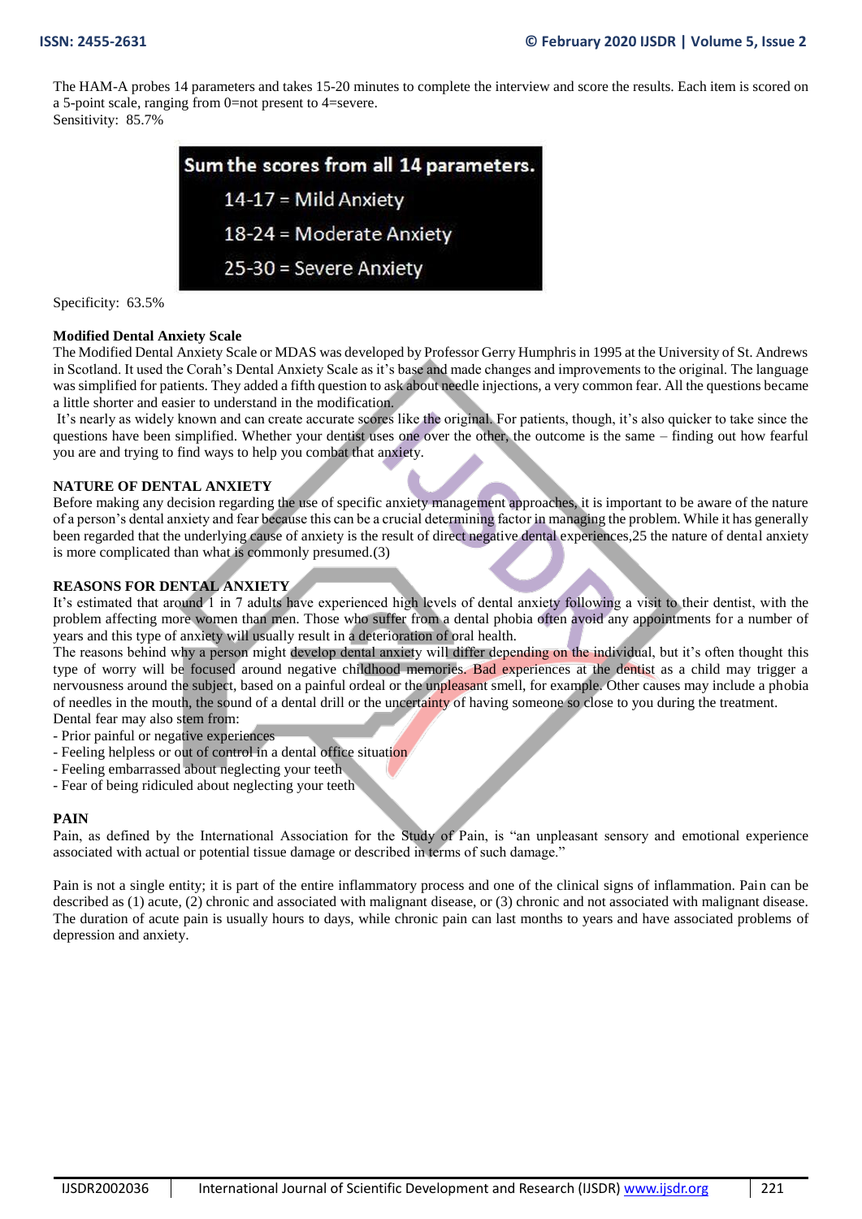The HAM-A probes 14 parameters and takes 15-20 minutes to complete the interview and score the results. Each item is scored on a 5-point scale, ranging from 0=not present to 4=severe.
Sensitivity: 85.7%

Sum the scores from all 14 parameters.
14-17 = Mild Anxiety
18-24 = Moderate Anxiety
25-30 = Severe Anxiety

Specificity: 63.5%

**Modified Dental Anxiety Scale**

The Modified Dental Anxiety Scale or MDAS was developed by Professor Gerry Humphris in 1995 at the University of St. Andrews in Scotland. It used the Corah's Dental Anxiety Scale as it's base and made changes and improvements to the original. The language was simplified for patients. They added a fifth question to ask about needle injections, a very common fear. All the questions became a little shorter and easier to understand in the modification.

It's nearly as widely known and can create accurate scores like the original. For patients, though, it's also quicker to take since the questions have been simplified. Whether your dentist uses one over the other, the outcome is the same – finding out how fearful you are and trying to find ways to help you combat that anxiety.

**NATURE OF DENTAL ANXIETY**

Before making any decision regarding the use of specific anxiety management approaches, it is important to be aware of the nature of a person's dental anxiety and fear because this can be a crucial determining factor in managing the problem. While it has generally been regarded that the underlying cause of anxiety is the result of direct negative dental experiences,25 the nature of dental anxiety is more complicated than what is commonly presumed.(3)

**REASONS FOR DENTAL ANXIETY**

It's estimated that around 1 in 7 adults have experienced high levels of dental anxiety following a visit to their dentist, with the problem affecting more women than men. Those who suffer from a dental phobia often avoid any appointments for a number of years and this type of anxiety will usually result in a deterioration of oral health.

The reasons behind why a person might develop dental anxiety will differ depending on the individual, but it's often thought this type of worry will be focused around negative childhood memories. Bad experiences at the dentist as a child may trigger a nervousness around the subject, based on a painful ordeal or the unpleasant smell, for example. Other causes may include a phobia of needles in the mouth, the sound of a dental drill or the uncertainty of having someone so close to you during the treatment.

Dental fear may also stem from:

- Prior painful or negative experiences
- Feeling helpless or out of control in a dental office situation
- Feeling embarrassed about neglecting your teeth
- Fear of being ridiculed about neglecting your teeth

**PAIN**

Pain, as defined by the International Association for the Study of Pain, is "an unpleasant sensory and emotional experience associated with actual or potential tissue damage or described in terms of such damage."

Pain is not a single entity; it is part of the entire inflammatory process and one of the clinical signs of inflammation. Pain can be described as (1) acute, (2) chronic and associated with malignant disease, or (3) chronic and not associated with malignant disease. The duration of acute pain is usually hours to days, while chronic pain can last months to years and have associated problems of depression and anxiety.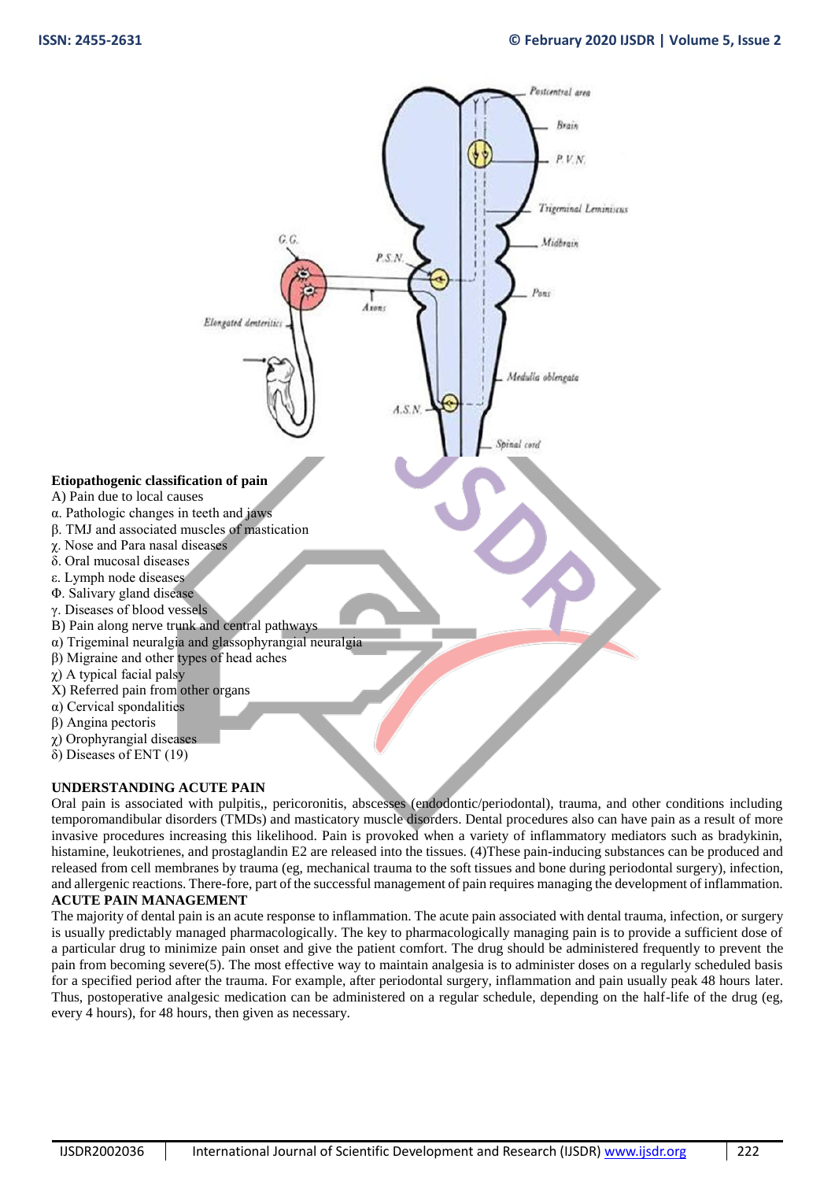**Etiopathogenic classification of pain**

A) Pain due to local causes

α. Pathologic changes in teeth and jaws

β. TMJ and associated muscles of mastication

χ. Nose and Para nasal diseases

δ. Oral mucosal diseases

ε. Lymph node diseases

Φ. Salivary gland disease

γ. Diseases of blood vessels

B) Pain along nerve trunk and central pathways

α) Trigeminal neuralgia and glassophyrangial neuralgia

β) Migraine and other types of head aches

χ) A typical facial palsy

X) Referred pain from other organs

α) Cervical spondalities

β) Angina pectoris

χ) Orophyrangial diseases

δ) Diseases of ENT (19)

**UNDERSTANDING ACUTE PAIN**

Oral pain is associated with pulpitis,, pericoronitis, abscesses (endodontic/periodontal), trauma, and other conditions including temporomandibular disorders (TMDs) and masticatory muscle disorders. Dental procedures also can have pain as a result of more invasive procedures increasing this likelihood. Pain is provoked when a variety of inflammatory mediators such as bradykinin, histamine, leukotrienes, and prostaglandin E2 are released into the tissues. (4)These pain-inducing substances can be produced and released from cell membranes by trauma (eg, mechanical trauma to the soft tissues and bone during periodontal surgery), infection, and allergenic reactions. There-fore, part of the successful management of pain requires managing the development of inflammation.

**ACUTE PAIN MANAGEMENT**

The majority of dental pain is an acute response to inflammation. The acute pain associated with dental trauma, infection, or surgery is usually predictably managed pharmacologically. The key to pharmacologically managing pain is to provide a sufficient dose of a particular drug to minimize pain onset and give the patient comfort. The drug should be administered frequently to prevent the pain from becoming severe(5). The most effective way to maintain analgesia is to administer doses on a regularly scheduled basis for a specified period after the trauma. For example, after periodontal surgery, inflammation and pain usually peak 48 hours later. Thus, postoperative analgesic medication can be administered on a regular schedule, depending on the half-life of the drug (eg, every 4 hours), for 48 hours, then given as necessary.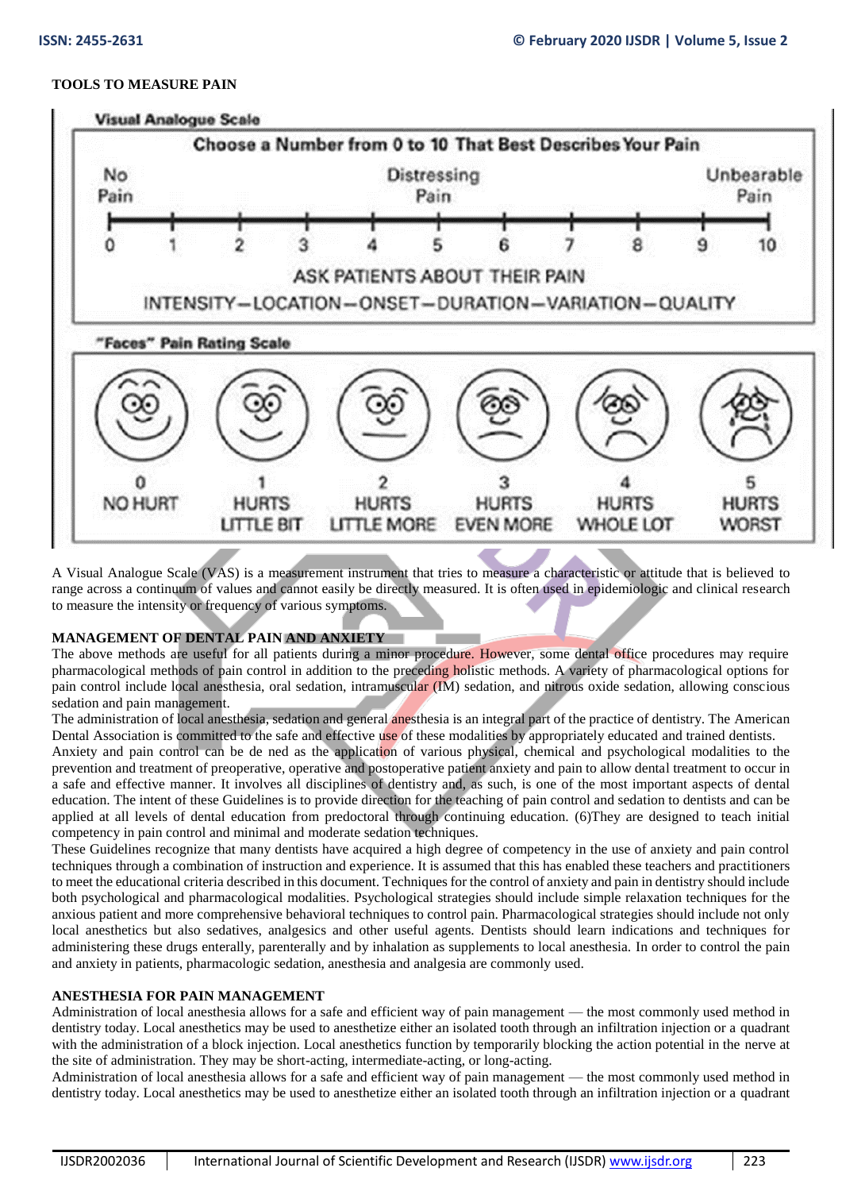**TOOLS TO MEASURE PAIN**

**Visual Analogue Scale**

Choose a Number from 0 to 10 That Best Describes Your Pain

| No Pain | | | | | Distressing Pain | | | | | Unbearable Pain |
|---|---|---|---|---|---|---|---|---|---|---|
| 0 | 1 | 2 | 3 | 4 | 5 | 6 | 7 | 8 | 9 | 10 |

ASK PATIENTS ABOUT THEIR PAIN

INTENSITY—LOCATION—ONSET—DURATION—VARIATION—QUALITY

**"Faces" Pain Rating Scale**

| 0 | 1 | 2 | 3 | 4 | 5 |
|---|---|---|---|---|---|
| NO HURT | HURTS LITTLE BIT | HURTS LITTLE MORE | HURTS EVEN MORE | HURTS WHOLE LOT | HURTS WORST |

A Visual Analogue Scale (VAS) is a measurement instrument that tries to measure a characteristic or attitude that is believed to range across a continuum of values and cannot easily be directly measured. It is often used in epidemiologic and clinical research to measure the intensity or frequency of various symptoms.

**MANAGEMENT OF DENTAL PAIN AND ANXIETY**

The above methods are useful for all patients during a minor procedure. However, some dental office procedures may require pharmacological methods of pain control in addition to the preceding holistic methods. A variety of pharmacological options for pain control include local anesthesia, oral sedation, intramuscular (IM) sedation, and nitrous oxide sedation, allowing conscious sedation and pain management.

The administration of local anesthesia, sedation and general anesthesia is an integral part of the practice of dentistry. The American Dental Association is committed to the safe and effective use of these modalities by appropriately educated and trained dentists.

Anxiety and pain control can be de ned as the application of various physical, chemical and psychological modalities to the prevention and treatment of preoperative, operative and postoperative patient anxiety and pain to allow dental treatment to occur in a safe and effective manner. It involves all disciplines of dentistry and, as such, is one of the most important aspects of dental education. The intent of these Guidelines is to provide direction for the teaching of pain control and sedation to dentists and can be applied at all levels of dental education from predoctoral through continuing education. (6)They are designed to teach initial competency in pain control and minimal and moderate sedation techniques.

These Guidelines recognize that many dentists have acquired a high degree of competency in the use of anxiety and pain control techniques through a combination of instruction and experience. It is assumed that this has enabled these teachers and practitioners to meet the educational criteria described in this document. Techniques for the control of anxiety and pain in dentistry should include both psychological and pharmacological modalities. Psychological strategies should include simple relaxation techniques for the anxious patient and more comprehensive behavioral techniques to control pain. Pharmacological strategies should include not only local anesthetics but also sedatives, analgesics and other useful agents. Dentists should learn indications and techniques for administering these drugs enterally, parenterally and by inhalation as supplements to local anesthesia. In order to control the pain and anxiety in patients, pharmacologic sedation, anesthesia and analgesia are commonly used.

**ANESTHESIA FOR PAIN MANAGEMENT**

Administration of local anesthesia allows for a safe and efficient way of pain management — the most commonly used method in dentistry today. Local anesthetics may be used to anesthetize either an isolated tooth through an infiltration injection or a quadrant with the administration of a block injection. Local anesthetics function by temporarily blocking the action potential in the nerve at the site of administration. They may be short-acting, intermediate-acting, or long-acting.

Administration of local anesthesia allows for a safe and efficient way of pain management — the most commonly used method in dentistry today. Local anesthetics may be used to anesthetize either an isolated tooth through an infiltration injection or a quadrant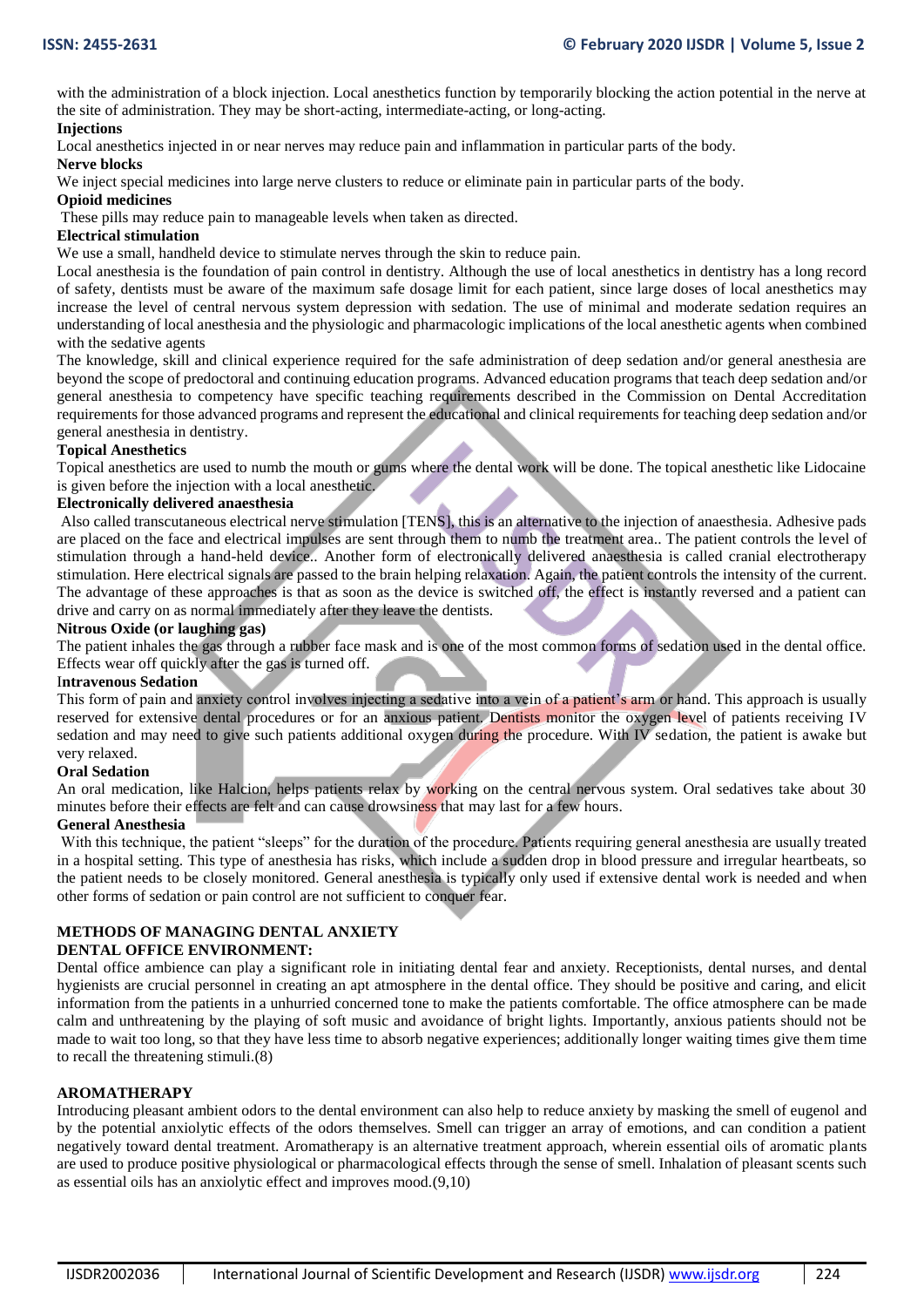with the administration of a block injection. Local anesthetics function by temporarily blocking the action potential in the nerve at the site of administration. They may be short-acting, intermediate-acting, or long-acting.

**Injections**

Local anesthetics injected in or near nerves may reduce pain and inflammation in particular parts of the body.

**Nerve blocks**

We inject special medicines into large nerve clusters to reduce or eliminate pain in particular parts of the body.

**Opioid medicines**

These pills may reduce pain to manageable levels when taken as directed.

**Electrical stimulation**

We use a small, handheld device to stimulate nerves through the skin to reduce pain.

Local anesthesia is the foundation of pain control in dentistry. Although the use of local anesthetics in dentistry has a long record of safety, dentists must be aware of the maximum safe dosage limit for each patient, since large doses of local anesthetics may increase the level of central nervous system depression with sedation. The use of minimal and moderate sedation requires an understanding of local anesthesia and the physiologic and pharmacologic implications of the local anesthetic agents when combined with the sedative agents

The knowledge, skill and clinical experience required for the safe administration of deep sedation and/or general anesthesia are beyond the scope of predoctoral and continuing education programs. Advanced education programs that teach deep sedation and/or general anesthesia to competency have specific teaching requirements described in the Commission on Dental Accreditation requirements for those advanced programs and represent the educational and clinical requirements for teaching deep sedation and/or general anesthesia in dentistry.

**Topical Anesthetics**

Topical anesthetics are used to numb the mouth or gums where the dental work will be done. The topical anesthetic like Lidocaine is given before the injection with a local anesthetic.

**Electronically delivered anaesthesia**

Also called transcutaneous electrical nerve stimulation [TENS], this is an alternative to the injection of anaesthesia. Adhesive pads are placed on the face and electrical impulses are sent through them to numb the treatment area.. The patient controls the level of stimulation through a hand-held device.. Another form of electronically delivered anaesthesia is called cranial electrotherapy stimulation. Here electrical signals are passed to the brain helping relaxation. Again, the patient controls the intensity of the current. The advantage of these approaches is that as soon as the device is switched off, the effect is instantly reversed and a patient can drive and carry on as normal immediately after they leave the dentists.

**Nitrous Oxide (or laughing gas)**

The patient inhales the gas through a rubber face mask and is one of the most common forms of sedation used in the dental office. Effects wear off quickly after the gas is turned off.

**Intravenous Sedation**

This form of pain and anxiety control involves injecting a sedative into a vein of a patient's arm or hand. This approach is usually reserved for extensive dental procedures or for an anxious patient. Dentists monitor the oxygen level of patients receiving IV sedation and may need to give such patients additional oxygen during the procedure. With IV sedation, the patient is awake but very relaxed.

**Oral Sedation**

An oral medication, like Halcion, helps patients relax by working on the central nervous system. Oral sedatives take about 30 minutes before their effects are felt and can cause drowsiness that may last for a few hours.

**General Anesthesia**

With this technique, the patient "sleeps" for the duration of the procedure. Patients requiring general anesthesia are usually treated in a hospital setting. This type of anesthesia has risks, which include a sudden drop in blood pressure and irregular heartbeats, so the patient needs to be closely monitored. General anesthesia is typically only used if extensive dental work is needed and when other forms of sedation or pain control are not sufficient to conquer fear.

## METHODS OF MANAGING DENTAL ANXIETY

### DENTAL OFFICE ENVIRONMENT:

Dental office ambience can play a significant role in initiating dental fear and anxiety. Receptionists, dental nurses, and dental hygienists are crucial personnel in creating an apt atmosphere in the dental office. They should be positive and caring, and elicit information from the patients in a unhurried concerned tone to make the patients comfortable. The office atmosphere can be made calm and unthreatening by the playing of soft music and avoidance of bright lights. Importantly, anxious patients should not be made to wait too long, so that they have less time to absorb negative experiences; additionally longer waiting times give them time to recall the threatening stimuli.(8)

### AROMATHERAPY

Introducing pleasant ambient odors to the dental environment can also help to reduce anxiety by masking the smell of eugenol and by the potential anxiolytic effects of the odors themselves. Smell can trigger an array of emotions, and can condition a patient negatively toward dental treatment. Aromatherapy is an alternative treatment approach, wherein essential oils of aromatic plants are used to produce positive physiological or pharmacological effects through the sense of smell. Inhalation of pleasant scents such as essential oils has an anxiolytic effect and improves mood.(9,10)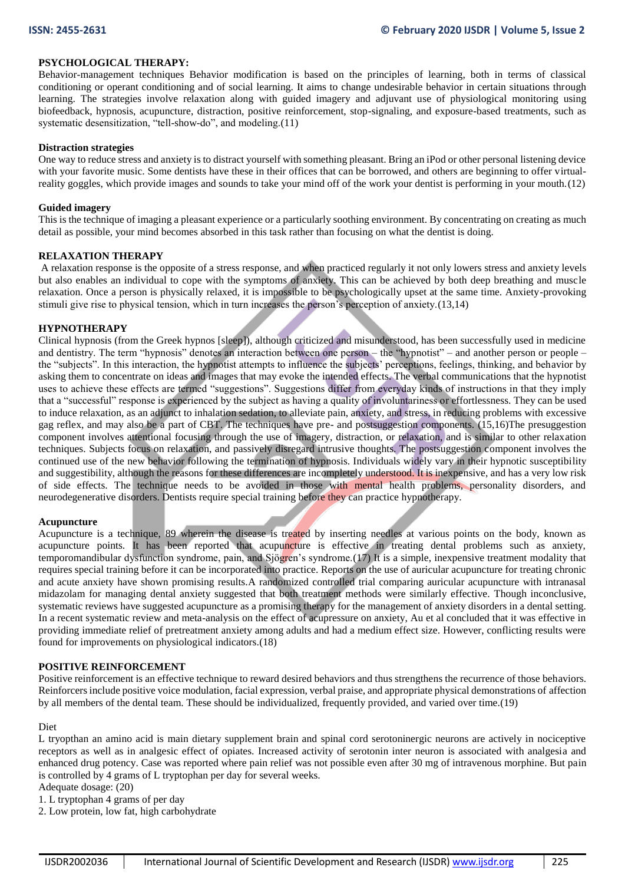### PSYCHOLOGICAL THERAPY:

Behavior-management techniques Behavior modification is based on the principles of learning, both in terms of classical conditioning or operant conditioning and of social learning. It aims to change undesirable behavior in certain situations through learning. The strategies involve relaxation along with guided imagery and adjuvant use of physiological monitoring using biofeedback, hypnosis, acupuncture, distraction, positive reinforcement, stop-signaling, and exposure-based treatments, such as systematic desensitization, "tell-show-do", and modeling.(11)

#### Distraction strategies

One way to reduce stress and anxiety is to distract yourself with something pleasant. Bring an iPod or other personal listening device with your favorite music. Some dentists have these in their offices that can be borrowed, and others are beginning to offer virtual-reality goggles, which provide images and sounds to take your mind off of the work your dentist is performing in your mouth.(12)

#### Guided imagery

This is the technique of imaging a pleasant experience or a particularly soothing environment. By concentrating on creating as much detail as possible, your mind becomes absorbed in this task rather than focusing on what the dentist is doing.

### RELAXATION THERAPY

A relaxation response is the opposite of a stress response, and when practiced regularly it not only lowers stress and anxiety levels but also enables an individual to cope with the symptoms of anxiety. This can be achieved by both deep breathing and muscle relaxation. Once a person is physically relaxed, it is impossible to be psychologically upset at the same time. Anxiety-provoking stimuli give rise to physical tension, which in turn increases the person's perception of anxiety.(13,14)

### HYPNOTHERAPY

Clinical hypnosis (from the Greek hypnos [sleep]), although criticized and misunderstood, has been successfully used in medicine and dentistry. The term "hypnosis" denotes an interaction between one person – the "hypnotist" – and another person or people – the "subjects". In this interaction, the hypnotist attempts to influence the subjects' perceptions, feelings, thinking, and behavior by asking them to concentrate on ideas and images that may evoke the intended effects. The verbal communications that the hypnotist uses to achieve these effects are termed "suggestions". Suggestions differ from everyday kinds of instructions in that they imply that a "successful" response is experienced by the subject as having a quality of involuntariness or effortlessness. They can be used to induce relaxation, as an adjunct to inhalation sedation, to alleviate pain, anxiety, and stress, in reducing problems with excessive gag reflex, and may also be a part of CBT. The techniques have pre- and postsuggestion components. (15,16)The presuggestion component involves attentional focusing through the use of imagery, distraction, or relaxation, and is similar to other relaxation techniques. Subjects focus on relaxation, and passively disregard intrusive thoughts. The postsuggestion component involves the continued use of the new behavior following the termination of hypnosis. Individuals widely vary in their hypnotic susceptibility and suggestibility, although the reasons for these differences are incompletely understood. It is inexpensive, and has a very low risk of side effects. The technique needs to be avoided in those with mental health problems, personality disorders, and neurodegenerative disorders. Dentists require special training before they can practice hypnotherapy.

#### Acupuncture

Acupuncture is a technique, 89 wherein the disease is treated by inserting needles at various points on the body, known as acupuncture points. It has been reported that acupuncture is effective in treating dental problems such as anxiety, temporomandibular dysfunction syndrome, pain, and Sjögren's syndrome.(17) It is a simple, inexpensive treatment modality that requires special training before it can be incorporated into practice. Reports on the use of auricular acupuncture for treating chronic and acute anxiety have shown promising results.A randomized controlled trial comparing auricular acupuncture with intranasal midazolam for managing dental anxiety suggested that both treatment methods were similarly effective. Though inconclusive, systematic reviews have suggested acupuncture as a promising therapy for the management of anxiety disorders in a dental setting. In a recent systematic review and meta-analysis on the effect of acupressure on anxiety, Au et al concluded that it was effective in providing immediate relief of pretreatment anxiety among adults and had a medium effect size. However, conflicting results were found for improvements on physiological indicators.(18)

### POSITIVE REINFORCEMENT

Positive reinforcement is an effective technique to reward desired behaviors and thus strengthens the recurrence of those behaviors. Reinforcers include positive voice modulation, facial expression, verbal praise, and appropriate physical demonstrations of affection by all members of the dental team. These should be individualized, frequently provided, and varied over time.(19)

Diet

L tryopthan an amino acid is main dietary supplement brain and spinal cord serotoninergic neurons are actively in nociceptive receptors as well as in analgesic effect of opiates. Increased activity of serotonin inter neuron is associated with analgesia and enhanced drug potency. Case was reported where pain relief was not possible even after 30 mg of intravenous morphine. But pain is controlled by 4 grams of L tryptophan per day for several weeks.

Adequate dosage: (20)

1. L tryptophan 4 grams of per day
2. Low protein, low fat, high carbohydrate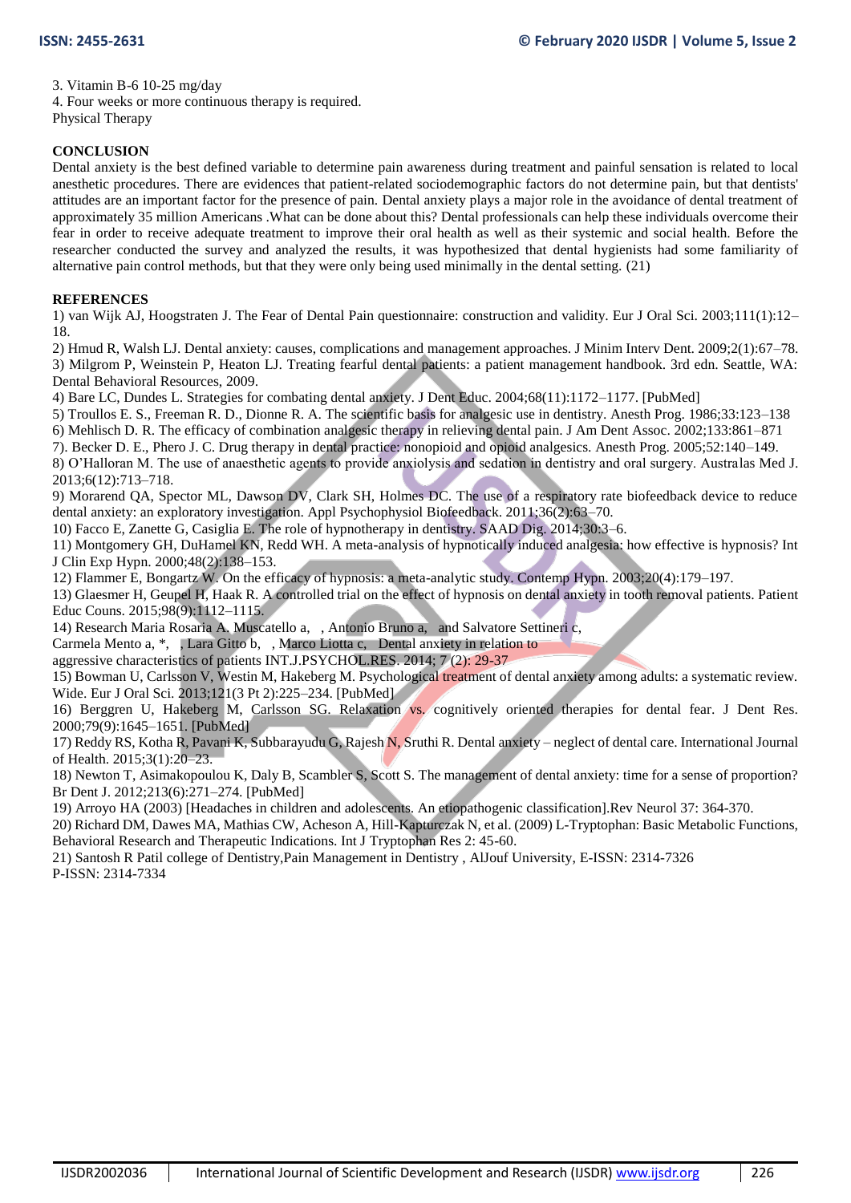3. Vitamin B-6 10-25 mg/day
4. Four weeks or more continuous therapy is required.
Physical Therapy

## CONCLUSION

Dental anxiety is the best defined variable to determine pain awareness during treatment and painful sensation is related to local anesthetic procedures. There are evidences that patient-related sociodemographic factors do not determine pain, but that dentists' attitudes are an important factor for the presence of pain. Dental anxiety plays a major role in the avoidance of dental treatment of approximately 35 million Americans .What can be done about this? Dental professionals can help these individuals overcome their fear in order to receive adequate treatment to improve their oral health as well as their systemic and social health. Before the researcher conducted the survey and analyzed the results, it was hypothesized that dental hygienists had some familiarity of alternative pain control methods, but that they were only being used minimally in the dental setting. (21)

## REFERENCES

1) van Wijk AJ, Hoogstraten J. The Fear of Dental Pain questionnaire: construction and validity. Eur J Oral Sci. 2003;111(1):12–18.
2) Hmud R, Walsh LJ. Dental anxiety: causes, complications and management approaches. J Minim Interv Dent. 2009;2(1):67–78.
3) Milgrom P, Weinstein P, Heaton LJ. Treating fearful dental patients: a patient management handbook. 3rd edn. Seattle, WA: Dental Behavioral Resources, 2009.
4) Bare LC, Dundes L. Strategies for combating dental anxiety. J Dent Educ. 2004;68(11):1172–1177. [PubMed]
5) Troullos E. S., Freeman R. D., Dionne R. A. The scientific basis for analgesic use in dentistry. Anesth Prog. 1986;33:123–138
6) Mehlisch D. R. The efficacy of combination analgesic therapy in relieving dental pain. J Am Dent Assoc. 2002;133:861–871
7). Becker D. E., Phero J. C. Drug therapy in dental practice: nonopioid and opioid analgesics. Anesth Prog. 2005;52:140–149.
8) O'Halloran M. The use of anaesthetic agents to provide anxiolysis and sedation in dentistry and oral surgery. Australas Med J. 2013;6(12):713–718.
9) Morarend QA, Spector ML, Dawson DV, Clark SH, Holmes DC. The use of a respiratory rate biofeedback device to reduce dental anxiety: an exploratory investigation. Appl Psychophysiol Biofeedback. 2011;36(2):63–70.
10) Facco E, Zanette G, Casiglia E. The role of hypnotherapy in dentistry. SAAD Dig. 2014;30:3–6.
11) Montgomery GH, DuHamel KN, Redd WH. A meta-analysis of hypnotically induced analgesia: how effective is hypnosis? Int J Clin Exp Hypn. 2000;48(2):138–153.
12) Flammer E, Bongartz W. On the efficacy of hypnosis: a meta-analytic study. Contemp Hypn. 2003;20(4):179–197.
13) Glaesmer H, Geupel H, Haak R. A controlled trial on the effect of hypnosis on dental anxiety in tooth removal patients. Patient Educ Couns. 2015;98(9):1112–1115.
14) Research Maria Rosaria A. Muscatello a, , Antonio Bruno a, and Salvatore Settineri c,
Carmela Mento a, *, , Lara Gitto b, , Marco Liotta c, Dental anxiety in relation to
aggressive characteristics of patients INT.J.PSYCHOL.RES. 2014; 7 (2): 29-37
15) Bowman U, Carlsson V, Westin M, Hakeberg M. Psychological treatment of dental anxiety among adults: a systematic review. Wide. Eur J Oral Sci. 2013;121(3 Pt 2):225–234. [PubMed]
16) Berggren U, Hakeberg M, Carlsson SG. Relaxation vs. cognitively oriented therapies for dental fear. J Dent Res. 2000;79(9):1645–1651. [PubMed]
17) Reddy RS, Kotha R, Pavani K, Subbarayudu G, Rajesh N, Sruthi R. Dental anxiety – neglect of dental care. International Journal of Health. 2015;3(1):20–23.
18) Newton T, Asimakopoulou K, Daly B, Scambler S, Scott S. The management of dental anxiety: time for a sense of proportion? Br Dent J. 2012;213(6):271–274. [PubMed]
19) Arroyo HA (2003) [Headaches in children and adolescents. An etiopathogenic classification].Rev Neurol 37: 364-370.
20) Richard DM, Dawes MA, Mathias CW, Acheson A, Hill-Kapturczak N, et al. (2009) L-Tryptophan: Basic Metabolic Functions, Behavioral Research and Therapeutic Indications. Int J Tryptophan Res 2: 45-60.
21) Santosh R Patil college of Dentistry,Pain Management in Dentistry , AlJouf University, E-ISSN: 2314-7326
P-ISSN: 2314-7334